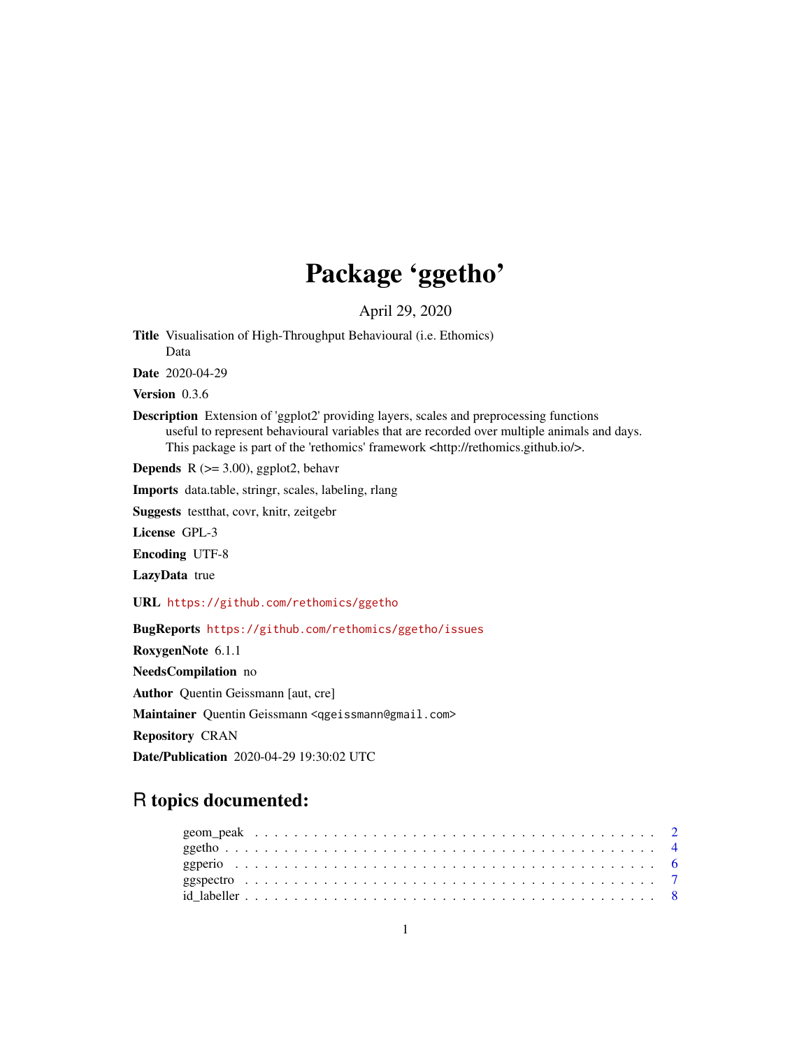# Package 'ggetho'

April 29, 2020

**Title** Visualisation of High-Throughput Behavioural (i.e. Ethomics) Data

**Date** 2020-04-29

**Version** 0.3.6

**Description** Extension of 'ggplot2' providing layers, scales and preprocessing functions useful to represent behavioural variables that are recorded over multiple animals and days. This package is part of the 'rethomics' framework <http://rethomics.github.io/>.

**Depends** R (>= 3.00), ggplot2, behavr

**Imports** data.table, stringr, scales, labeling, rlang

**Suggests** testthat, covr, knitr, zeitgebr

**License** GPL-3

**Encoding** UTF-8

**LazyData** true

**URL** https://github.com/rethomics/ggetho

**BugReports** https://github.com/rethomics/ggetho/issues

**RoxygenNote** 6.1.1

**NeedsCompilation** no

**Author** Quentin Geissmann [aut, cre]

**Maintainer** Quentin Geissmann <qgeissmann@gmail.com>

**Repository** CRAN

**Date/Publication** 2020-04-29 19:30:02 UTC

## R topics documented:

geom_peak . . . . . . . . . . . . . . . . . . . . . . . . . . . . . . . . . . . . . . . . . 2
ggetho . . . . . . . . . . . . . . . . . . . . . . . . . . . . . . . . . . . . . . . . . . . 4
ggperio . . . . . . . . . . . . . . . . . . . . . . . . . . . . . . . . . . . . . . . . . . . 6
ggspectro . . . . . . . . . . . . . . . . . . . . . . . . . . . . . . . . . . . . . . . . . . 7
id_labeller . . . . . . . . . . . . . . . . . . . . . . . . . . . . . . . . . . . . . . . . . 8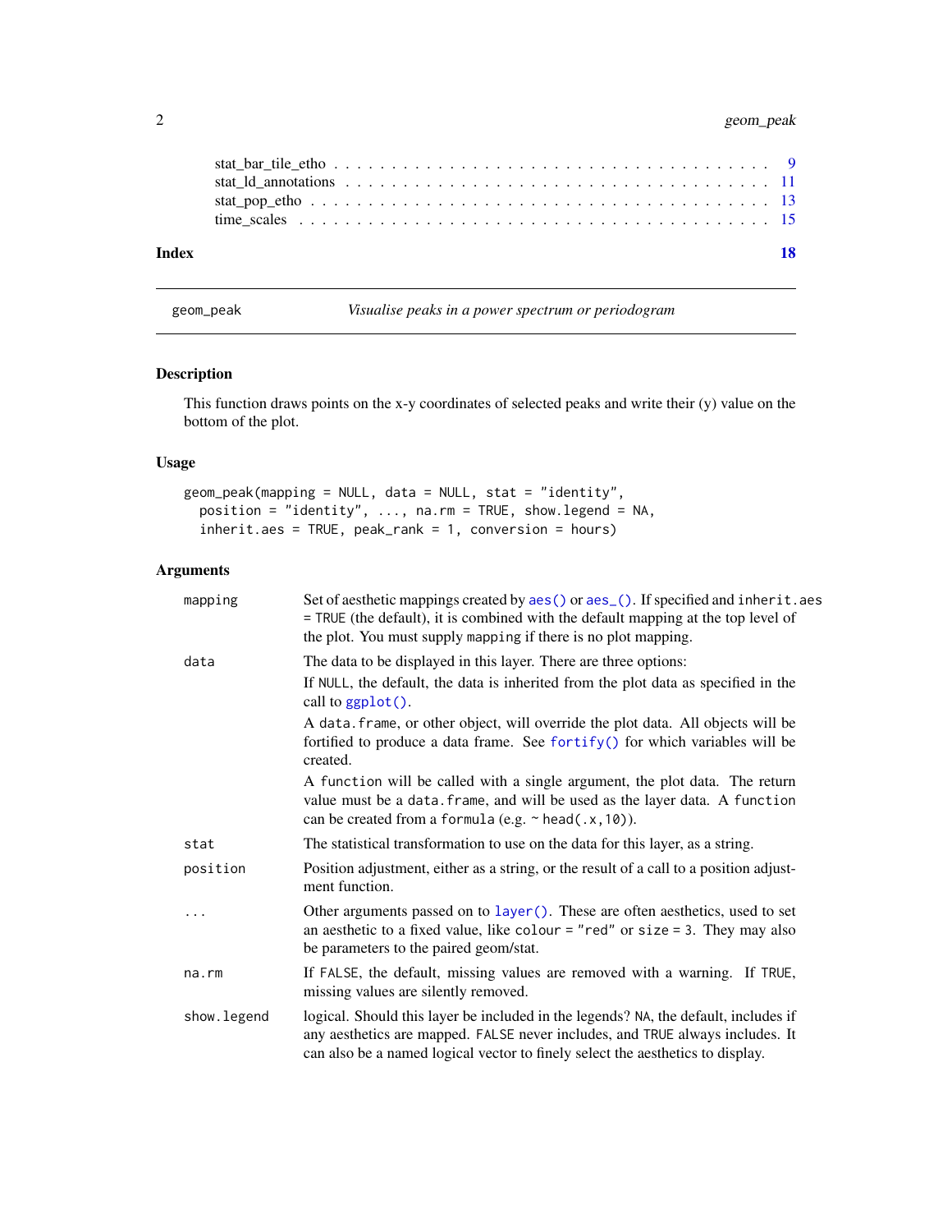| | |
|---|---|
| stat_bar_tile_etho | 9 |
| stat_ld_annotations | 11 |
| stat_pop_etho | 13 |
| time_scales | 15 |

**Index** **18**

---

`geom_peak` *Visualise peaks in a power spectrum or periodogram*

---

## Description

This function draws points on the x-y coordinates of selected peaks and write their (y) value on the bottom of the plot.

## Usage

```
geom_peak(mapping = NULL, data = NULL, stat = "identity",
  position = "identity", ..., na.rm = TRUE, show.legend = NA,
  inherit.aes = TRUE, peak_rank = 1, conversion = hours)
```

## Arguments

| | |
|---|---|
| `mapping` | Set of aesthetic mappings created by `aes()` or `aes_()`. If specified and `inherit.aes = TRUE` (the default), it is combined with the default mapping at the top level of the plot. You must supply `mapping` if there is no plot mapping. |
| `data` | The data to be displayed in this layer. There are three options:<br>If `NULL`, the default, the data is inherited from the plot data as specified in the call to `ggplot()`.<br>A `data.frame`, or other object, will override the plot data. All objects will be fortified to produce a data frame. See `fortify()` for which variables will be created.<br>A `function` will be called with a single argument, the plot data. The return value must be a `data.frame`, and will be used as the layer data. A `function` can be created from a `formula` (e.g. `~ head(.x, 10)`). |
| `stat` | The statistical transformation to use on the data for this layer, as a string. |
| `position` | Position adjustment, either as a string, or the result of a call to a position adjustment function. |
| `...` | Other arguments passed on to `layer()`. These are often aesthetics, used to set an aesthetic to a fixed value, like `colour = "red"` or `size = 3`. They may also be parameters to the paired geom/stat. |
| `na.rm` | If `FALSE`, the default, missing values are removed with a warning. If `TRUE`, missing values are silently removed. |
| `show.legend` | logical. Should this layer be included in the legends? `NA`, the default, includes if any aesthetics are mapped. `FALSE` never includes, and `TRUE` always includes. It can also be a named logical vector to finely select the aesthetics to display. |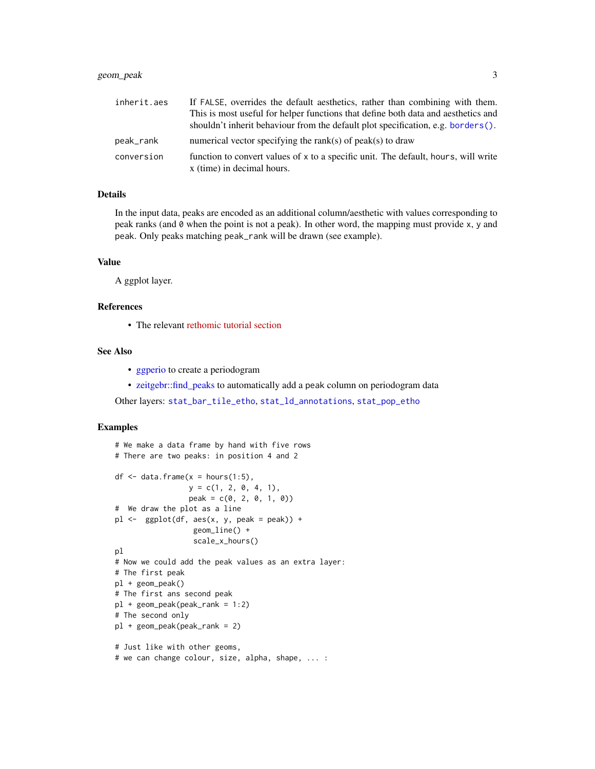| | |
|---|---|
| inherit.aes | If FALSE, overrides the default aesthetics, rather than combining with them. This is most useful for helper functions that define both data and aesthetics and shouldn't inherit behaviour from the default plot specification, e.g. borders(). |
| peak_rank | numerical vector specifying the rank(s) of peak(s) to draw |
| conversion | function to convert values of x to a specific unit. The default, hours, will write x (time) in decimal hours. |

## Details

In the input data, peaks are encoded as an additional column/aesthetic with values corresponding to peak ranks (and 0 when the point is not a peak). In other word, the mapping must provide x, y and peak. Only peaks matching peak_rank will be drawn (see example).

## Value

A ggplot layer.

## References

- The relevant rethomic tutorial section

## See Also

- ggperio to create a periodogram
- zeitgebr::find_peaks to automatically add a peak column on periodogram data

Other layers: stat_bar_tile_etho, stat_ld_annotations, stat_pop_etho

## Examples

```
# We make a data frame by hand with five rows
# There are two peaks: in position 4 and 2

df <- data.frame(x = hours(1:5),
                 y = c(1, 2, 0, 4, 1),
                 peak = c(0, 2, 0, 1, 0))
#  We draw the plot as a line
pl <-  ggplot(df, aes(x, y, peak = peak)) +
                  geom_line() +
                  scale_x_hours()
pl
# Now we could add the peak values as an extra layer:
# The first peak
pl + geom_peak()
# The first ans second peak
pl + geom_peak(peak_rank = 1:2)
# The second only
pl + geom_peak(peak_rank = 2)

# Just like with other geoms,
# we can change colour, size, alpha, shape, ... :
```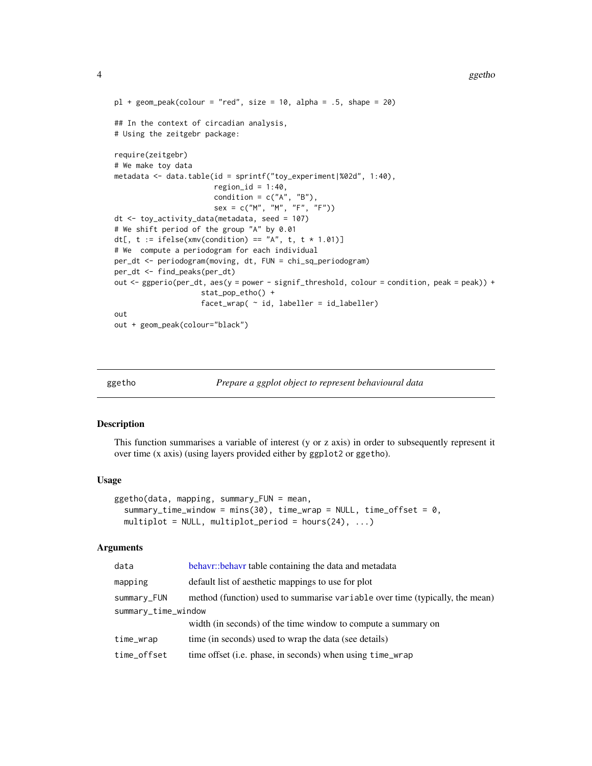```
pl + geom_peak(colour = "red", size = 10, alpha = .5, shape = 20)

## In the context of circadian analysis,
# Using the zeitgebr package:

require(zeitgebr)
# We make toy data
metadata <- data.table(id = sprintf("toy_experiment|%02d", 1:40),
                       region_id = 1:40,
                       condition = c("A", "B"),
                       sex = c("M", "M", "F", "F"))
dt <- toy_activity_data(metadata, seed = 107)
# We shift period of the group "A" by 0.01
dt[, t := ifelse(xmv(condition) == "A", t, t * 1.01)]
# We  compute a periodogram for each individual
per_dt <- periodogram(moving, dt, FUN = chi_sq_periodogram)
per_dt <- find_peaks(per_dt)
out <- ggperio(per_dt, aes(y = power - signif_threshold, colour = condition, peak = peak)) +
                    stat_pop_etho() +
                    facet_wrap( ~ id, labeller = id_labeller)
out
out + geom_peak(colour="black")
```

## ggetho — *Prepare a ggplot object to represent behavioural data*

### Description

This function summarises a variable of interest (y or z axis) in order to subsequently represent it over time (x axis) (using layers provided either by ggplot2 or ggetho).

### Usage

```
ggetho(data, mapping, summary_FUN = mean,
  summary_time_window = mins(30), time_wrap = NULL, time_offset = 0,
  multiplot = NULL, multiplot_period = hours(24), ...)
```

### Arguments

| | |
|---|---|
| data | behavr::behavr table containing the data and metadata |
| mapping | default list of aesthetic mappings to use for plot |
| summary_FUN | method (function) used to summarise variable over time (typically, the mean) |
| summary_time_window | width (in seconds) of the time window to compute a summary on |
| time_wrap | time (in seconds) used to wrap the data (see details) |
| time_offset | time offset (i.e. phase, in seconds) when using time_wrap |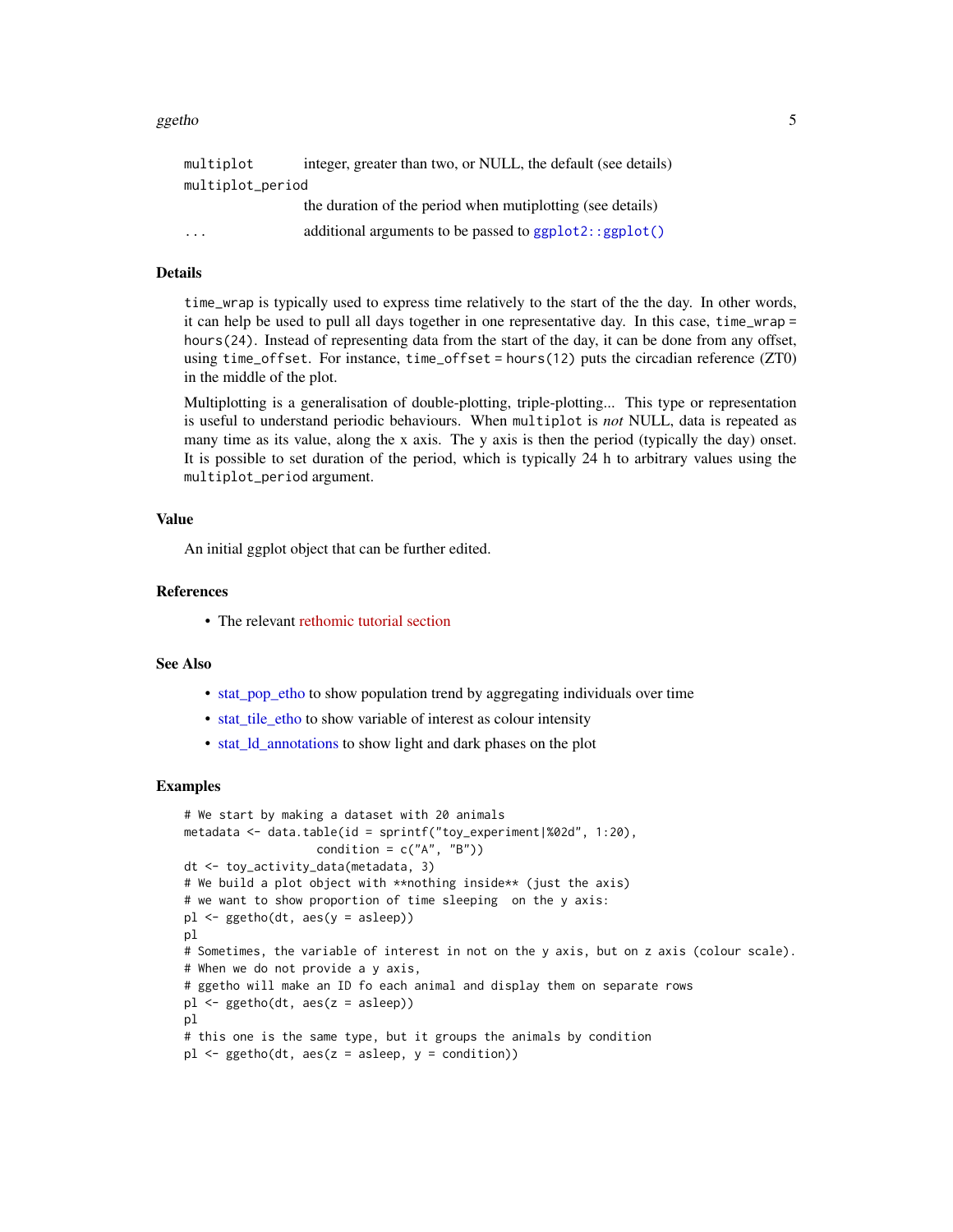| | |
|---|---|
| `multiplot` | integer, greater than two, or NULL, the default (see details) |
| `multiplot_period` | the duration of the period when mutiplotting (see details) |
| `...` | additional arguments to be passed to `ggplot2::ggplot()` |

## Details

`time_wrap` is typically used to express time relatively to the start of the the day. In other words, it can help be used to pull all days together in one representative day. In this case, `time_wrap = hours(24)`. Instead of representing data from the start of the day, it can be done from any offset, using `time_offset`. For instance, `time_offset = hours(12)` puts the circadian reference (ZT0) in the middle of the plot.

Multiplotting is a generalisation of double-plotting, triple-plotting... This type or representation is useful to understand periodic behaviours. When `multiplot` is *not* NULL, data is repeated as many time as its value, along the x axis. The y axis is then the period (typically the day) onset. It is possible to set duration of the period, which is typically 24 h to arbitrary values using the `multiplot_period` argument.

## Value

An initial ggplot object that can be further edited.

## References

- The relevant rethomic tutorial section

## See Also

- stat_pop_etho to show population trend by aggregating individuals over time
- stat_tile_etho to show variable of interest as colour intensity
- stat_ld_annotations to show light and dark phases on the plot

## Examples

```
# We start by making a dataset with 20 animals
metadata <- data.table(id = sprintf("toy_experiment|%02d", 1:20),
                   condition = c("A", "B"))
dt <- toy_activity_data(metadata, 3)
# We build a plot object with **nothing inside** (just the axis)
# we want to show proportion of time sleeping  on the y axis:
pl <- ggetho(dt, aes(y = asleep))
pl
# Sometimes, the variable of interest in not on the y axis, but on z axis (colour scale).
# When we do not provide a y axis,
# ggetho will make an ID fo each animal and display them on separate rows
pl <- ggetho(dt, aes(z = asleep))
pl
# this one is the same type, but it groups the animals by condition
pl <- ggetho(dt, aes(z = asleep, y = condition))
```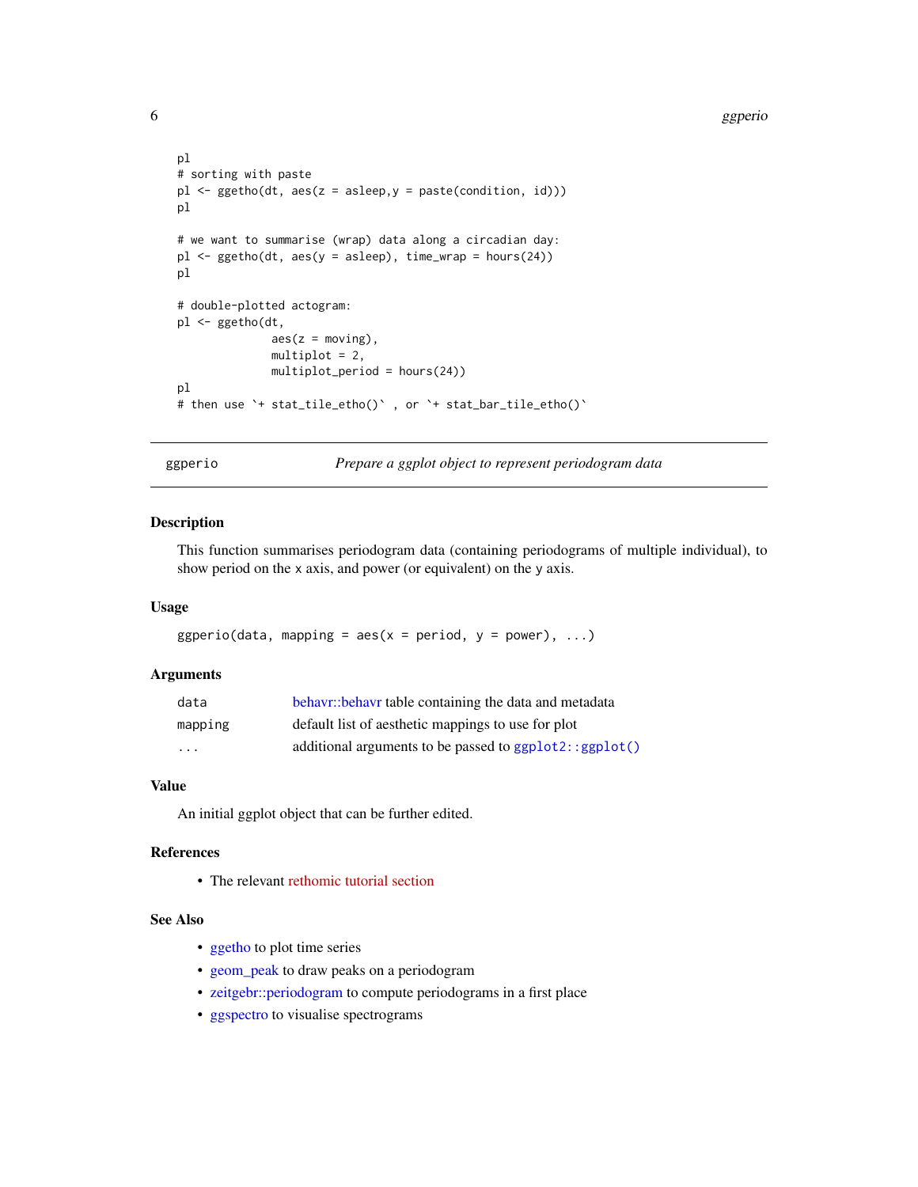```
pl
# sorting with paste
pl <- ggetho(dt, aes(z = asleep,y = paste(condition, id)))
pl

# we want to summarise (wrap) data along a circadian day:
pl <- ggetho(dt, aes(y = asleep), time_wrap = hours(24))
pl

# double-plotted actogram:
pl <- ggetho(dt,
             aes(z = moving),
             multiplot = 2,
             multiplot_period = hours(24))
pl
# then use `+ stat_tile_etho()` , or `+ stat_bar_tile_etho()`
```

## ggperio — *Prepare a ggplot object to represent periodogram data*

### Description

This function summarises periodogram data (containing periodograms of multiple individual), to show period on the x axis, and power (or equivalent) on the y axis.

### Usage

```
ggperio(data, mapping = aes(x = period, y = power), ...)
```

### Arguments

| | |
|---|---|
| `data` | behavr::behavr table containing the data and metadata |
| `mapping` | default list of aesthetic mappings to use for plot |
| `...` | additional arguments to be passed to `ggplot2::ggplot()` |

### Value

An initial ggplot object that can be further edited.

### References

- The relevant rethomic tutorial section

### See Also

- ggetho to plot time series
- geom_peak to draw peaks on a periodogram
- zeitgebr::periodogram to compute periodograms in a first place
- ggspectro to visualise spectrograms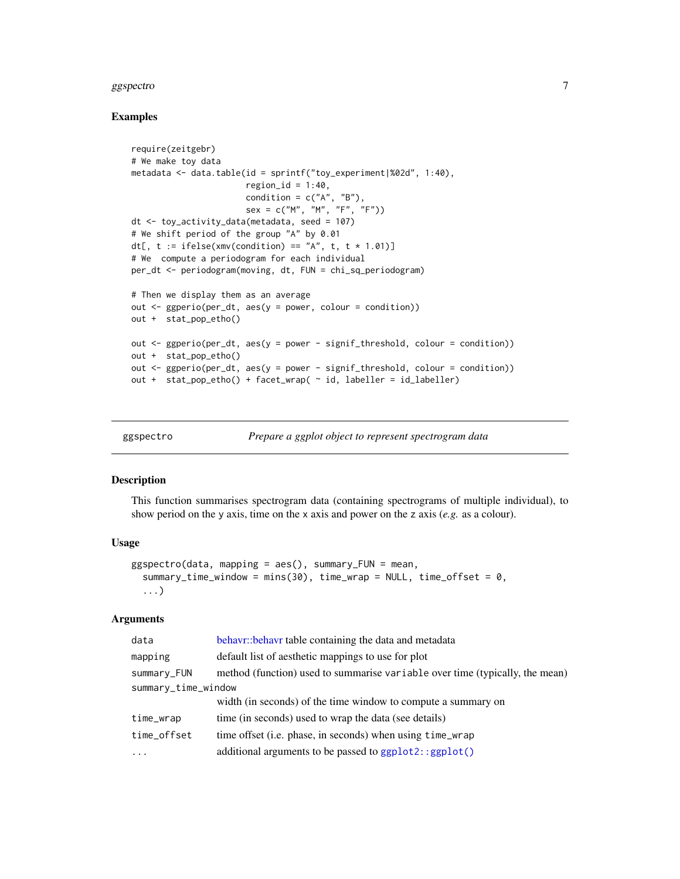## Examples

```
require(zeitgebr)
# We make toy data
metadata <- data.table(id = sprintf("toy_experiment|%02d", 1:40),
                       region_id = 1:40,
                       condition = c("A", "B"),
                       sex = c("M", "M", "F", "F"))
dt <- toy_activity_data(metadata, seed = 107)
# We shift period of the group "A" by 0.01
dt[, t := ifelse(xmv(condition) == "A", t, t * 1.01)]
# We  compute a periodogram for each individual
per_dt <- periodogram(moving, dt, FUN = chi_sq_periodogram)

# Then we display them as an average
out <- ggperio(per_dt, aes(y = power, colour = condition))
out +  stat_pop_etho()

out <- ggperio(per_dt, aes(y = power - signif_threshold, colour = condition))
out +  stat_pop_etho()
out <- ggperio(per_dt, aes(y = power - signif_threshold, colour = condition))
out +  stat_pop_etho() + facet_wrap( ~ id, labeller = id_labeller)
```

---

# ggspectro — *Prepare a ggplot object to represent spectrogram data*

## Description

This function summarises spectrogram data (containing spectrograms of multiple individual), to show period on the y axis, time on the x axis and power on the z axis (*e.g.* as a colour).

## Usage

```
ggspectro(data, mapping = aes(), summary_FUN = mean,
  summary_time_window = mins(30), time_wrap = NULL, time_offset = 0,
  ...)
```

## Arguments

| Argument | Description |
|---|---|
| data | behavr::behavr table containing the data and metadata |
| mapping | default list of aesthetic mappings to use for plot |
| summary_FUN | method (function) used to summarise `variable` over time (typically, the mean) |
| summary_time_window | width (in seconds) of the time window to compute a summary on |
| time_wrap | time (in seconds) used to wrap the data (see details) |
| time_offset | time offset (i.e. phase, in seconds) when using `time_wrap` |
| ... | additional arguments to be passed to `ggplot2::ggplot()` |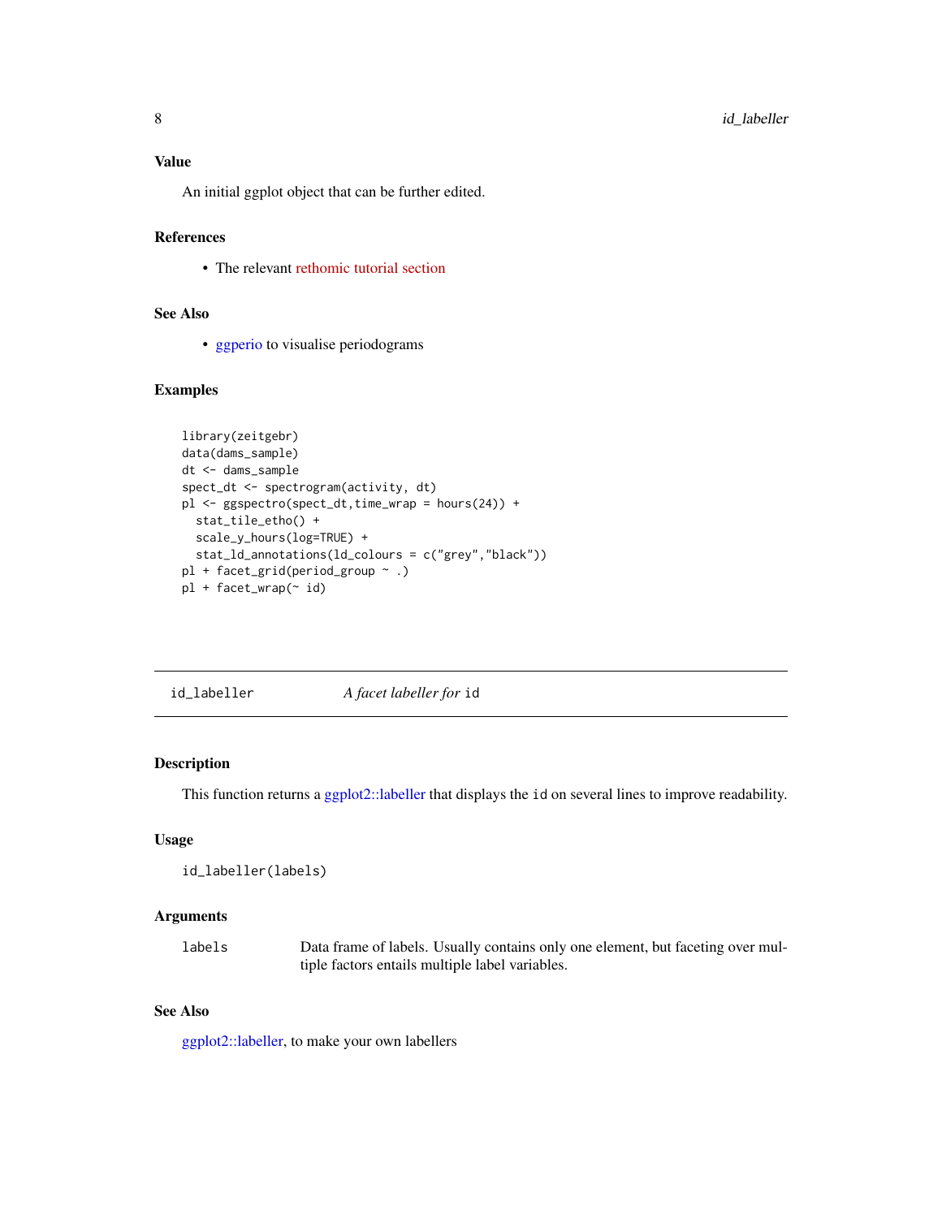### Value

An initial ggplot object that can be further edited.

### References

- The relevant rethomic tutorial section

### See Also

- ggperio to visualise periodograms

### Examples

```
library(zeitgebr)
data(dams_sample)
dt <- dams_sample
spect_dt <- spectrogram(activity, dt)
pl <- ggspectro(spect_dt,time_wrap = hours(24)) +
  stat_tile_etho() +
  scale_y_hours(log=TRUE) +
  stat_ld_annotations(ld_colours = c("grey","black"))
pl + facet_grid(period_group ~ .)
pl + facet_wrap(~ id)
```

---

## `id_labeller` *A facet labeller for* `id`

### Description

This function returns a ggplot2::labeller that displays the `id` on several lines to improve readability.

### Usage

```
id_labeller(labels)
```

### Arguments

| | |
|---|---|
| `labels` | Data frame of labels. Usually contains only one element, but faceting over multiple factors entails multiple label variables. |

### See Also

ggplot2::labeller, to make your own labellers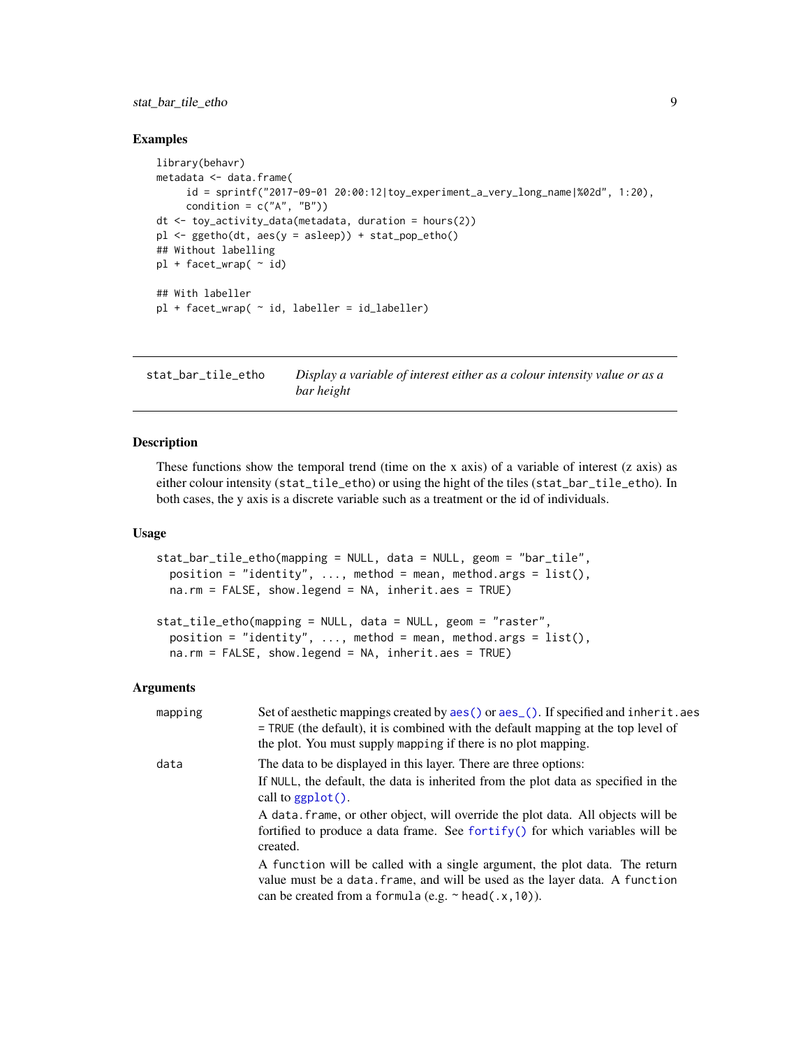### Examples

```
library(behavr)
metadata <- data.frame(
     id = sprintf("2017-09-01 20:00:12|toy_experiment_a_very_long_name|%02d", 1:20),
     condition = c("A", "B"))
dt <- toy_activity_data(metadata, duration = hours(2))
pl <- ggetho(dt, aes(y = asleep)) + stat_pop_etho()
## Without labelling
pl + facet_wrap( ~ id)

## With labeller
pl + facet_wrap( ~ id, labeller = id_labeller)
```

---

## stat_bar_tile_etho — *Display a variable of interest either as a colour intensity value or as a bar height*

---

### Description

These functions show the temporal trend (time on the x axis) of a variable of interest (z axis) as either colour intensity (`stat_tile_etho`) or using the hight of the tiles (`stat_bar_tile_etho`). In both cases, the y axis is a discrete variable such as a treatment or the id of individuals.

### Usage

```
stat_bar_tile_etho(mapping = NULL, data = NULL, geom = "bar_tile",
  position = "identity", ..., method = mean, method.args = list(),
  na.rm = FALSE, show.legend = NA, inherit.aes = TRUE)

stat_tile_etho(mapping = NULL, data = NULL, geom = "raster",
  position = "identity", ..., method = mean, method.args = list(),
  na.rm = FALSE, show.legend = NA, inherit.aes = TRUE)
```

### Arguments

| | |
|---|---|
| `mapping` | Set of aesthetic mappings created by `aes()` or `aes_()`. If specified and `inherit.aes = TRUE` (the default), it is combined with the default mapping at the top level of the plot. You must supply `mapping` if there is no plot mapping. |
| `data` | The data to be displayed in this layer. There are three options:<br>If `NULL`, the default, the data is inherited from the plot data as specified in the call to `ggplot()`.<br>A `data.frame`, or other object, will override the plot data. All objects will be fortified to produce a data frame. See `fortify()` for which variables will be created.<br>A `function` will be called with a single argument, the plot data. The return value must be a `data.frame`, and will be used as the layer data. A `function` can be created from a `formula` (e.g. `~ head(.x,10)`). |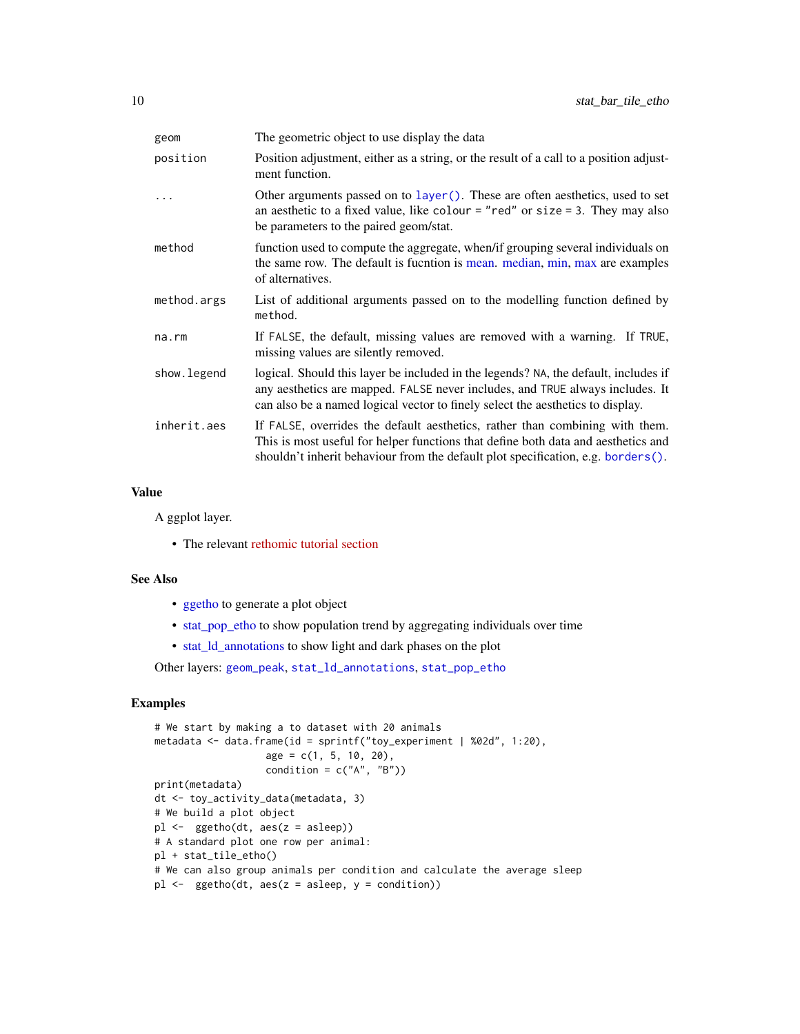| | |
|---|---|
| `geom` | The geometric object to use display the data |
| `position` | Position adjustment, either as a string, or the result of a call to a position adjustment function. |
| `...` | Other arguments passed on to `layer()`. These are often aesthetics, used to set an aesthetic to a fixed value, like `colour = "red"` or `size = 3`. They may also be parameters to the paired geom/stat. |
| `method` | function used to compute the aggregate, when/if grouping several individuals on the same row. The default is fucntion is mean. median, min, max are examples of alternatives. |
| `method.args` | List of additional arguments passed on to the modelling function defined by `method`. |
| `na.rm` | If `FALSE`, the default, missing values are removed with a warning. If `TRUE`, missing values are silently removed. |
| `show.legend` | logical. Should this layer be included in the legends? `NA`, the default, includes if any aesthetics are mapped. `FALSE` never includes, and `TRUE` always includes. It can also be a named logical vector to finely select the aesthetics to display. |
| `inherit.aes` | If `FALSE`, overrides the default aesthetics, rather than combining with them. This is most useful for helper functions that define both data and aesthetics and shouldn't inherit behaviour from the default plot specification, e.g. `borders()`. |

## Value

A ggplot layer.

- The relevant rethomic tutorial section

## See Also

- ggetho to generate a plot object
- stat_pop_etho to show population trend by aggregating individuals over time
- stat_ld_annotations to show light and dark phases on the plot

Other layers: `geom_peak`, `stat_ld_annotations`, `stat_pop_etho`

## Examples

```
# We start by making a to dataset with 20 animals
metadata <- data.frame(id = sprintf("toy_experiment | %02d", 1:20),
                   age = c(1, 5, 10, 20),
                   condition = c("A", "B"))
print(metadata)
dt <- toy_activity_data(metadata, 3)
# We build a plot object
pl <-  ggetho(dt, aes(z = asleep))
# A standard plot one row per animal:
pl + stat_tile_etho()
# We can also group animals per condition and calculate the average sleep
pl <-  ggetho(dt, aes(z = asleep, y = condition))
```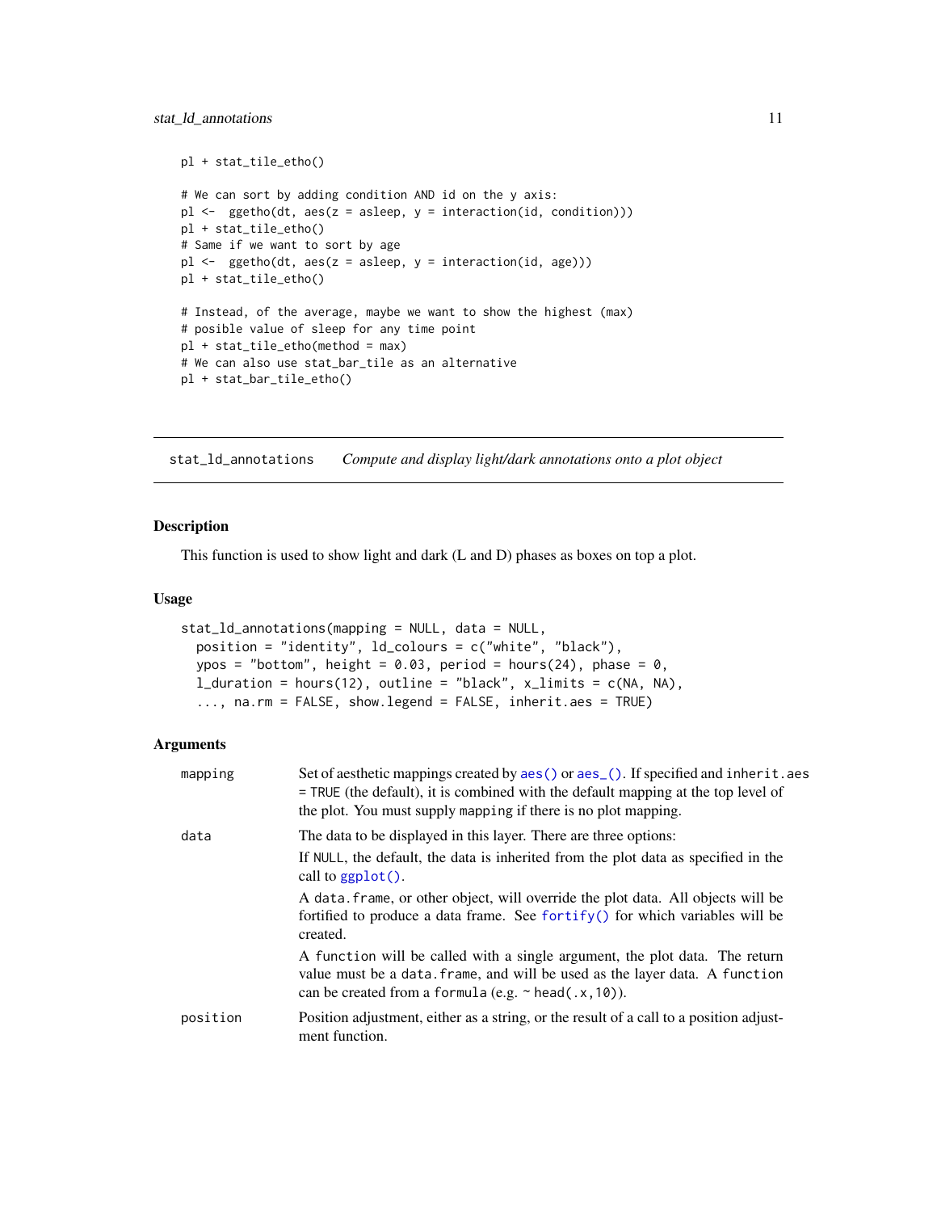```
pl + stat_tile_etho()

# We can sort by adding condition AND id on the y axis:
pl <-  ggetho(dt, aes(z = asleep, y = interaction(id, condition)))
pl + stat_tile_etho()
# Same if we want to sort by age
pl <-  ggetho(dt, aes(z = asleep, y = interaction(id, age)))
pl + stat_tile_etho()

# Instead, of the average, maybe we want to show the highest (max)
# posible value of sleep for any time point
pl + stat_tile_etho(method = max)
# We can also use stat_bar_tile as an alternative
pl + stat_bar_tile_etho()
```

---

## stat_ld_annotations — *Compute and display light/dark annotations onto a plot object*

### Description

This function is used to show light and dark (L and D) phases as boxes on top a plot.

### Usage

```
stat_ld_annotations(mapping = NULL, data = NULL,
  position = "identity", ld_colours = c("white", "black"),
  ypos = "bottom", height = 0.03, period = hours(24), phase = 0,
  l_duration = hours(12), outline = "black", x_limits = c(NA, NA),
  ..., na.rm = FALSE, show.legend = FALSE, inherit.aes = TRUE)
```

### Arguments

| | |
|---|---|
| `mapping` | Set of aesthetic mappings created by `aes()` or `aes_()`. If specified and `inherit.aes = TRUE` (the default), it is combined with the default mapping at the top level of the plot. You must supply `mapping` if there is no plot mapping. |
| `data` | The data to be displayed in this layer. There are three options:<br>If `NULL`, the default, the data is inherited from the plot data as specified in the call to `ggplot()`.<br>A `data.frame`, or other object, will override the plot data. All objects will be fortified to produce a data frame. See `fortify()` for which variables will be created.<br>A `function` will be called with a single argument, the plot data. The return value must be a `data.frame`, and will be used as the layer data. A `function` can be created from a `formula` (e.g. `~ head(.x,10)`). |
| `position` | Position adjustment, either as a string, or the result of a call to a position adjustment function. |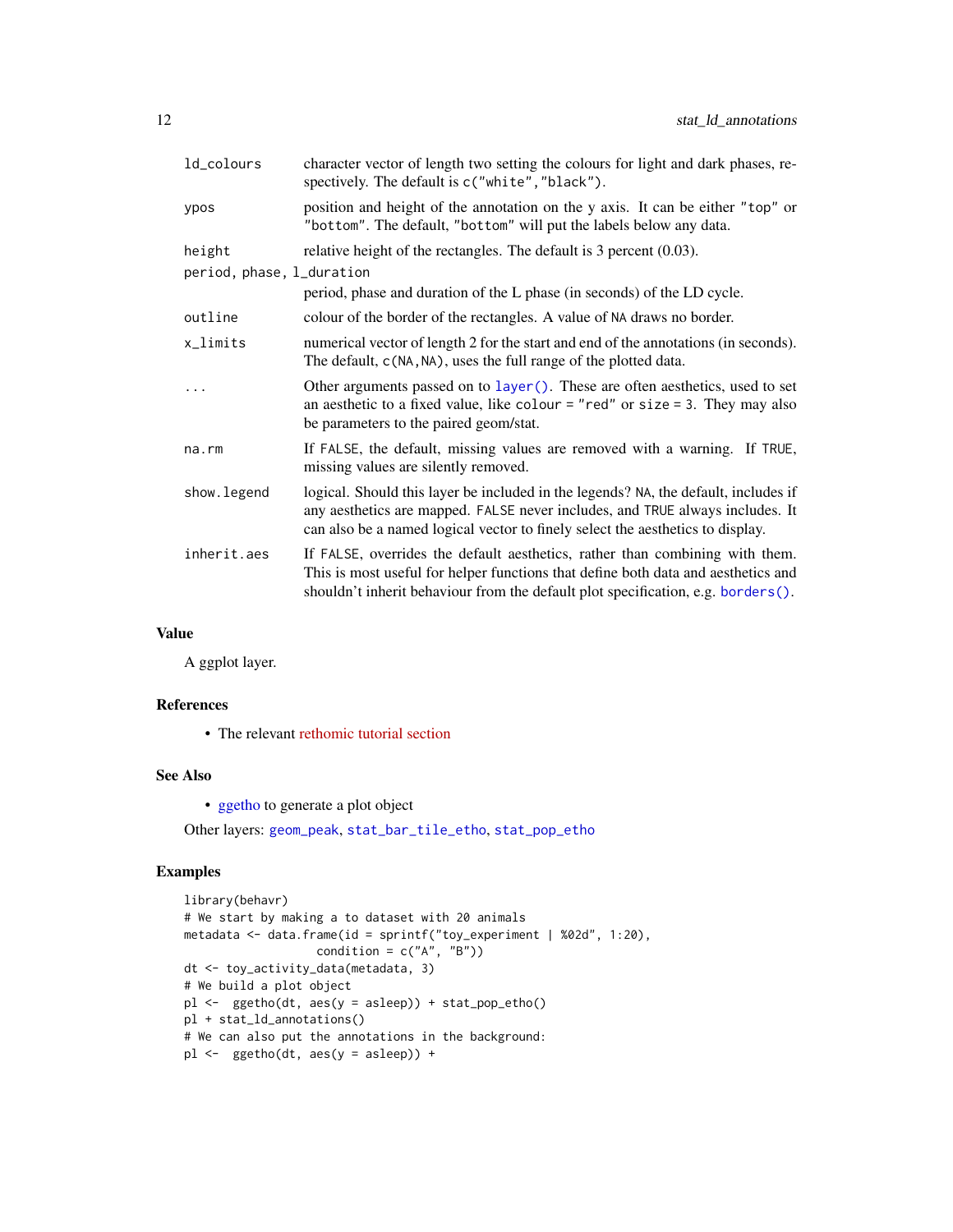| | |
|---|---|
| ld_colours | character vector of length two setting the colours for light and dark phases, respectively. The default is c("white","black"). |
| ypos | position and height of the annotation on the y axis. It can be either "top" or "bottom". The default, "bottom" will put the labels below any data. |
| height | relative height of the rectangles. The default is 3 percent (0.03). |
| period, phase, l_duration | period, phase and duration of the L phase (in seconds) of the LD cycle. |
| outline | colour of the border of the rectangles. A value of NA draws no border. |
| x_limits | numerical vector of length 2 for the start and end of the annotations (in seconds). The default, c(NA,NA), uses the full range of the plotted data. |
| ... | Other arguments passed on to layer(). These are often aesthetics, used to set an aesthetic to a fixed value, like colour = "red" or size = 3. They may also be parameters to the paired geom/stat. |
| na.rm | If FALSE, the default, missing values are removed with a warning. If TRUE, missing values are silently removed. |
| show.legend | logical. Should this layer be included in the legends? NA, the default, includes if any aesthetics are mapped. FALSE never includes, and TRUE always includes. It can also be a named logical vector to finely select the aesthetics to display. |
| inherit.aes | If FALSE, overrides the default aesthetics, rather than combining with them. This is most useful for helper functions that define both data and aesthetics and shouldn't inherit behaviour from the default plot specification, e.g. borders(). |

## Value

A ggplot layer.

## References

- The relevant rethomic tutorial section

## See Also

- ggetho to generate a plot object

Other layers: geom_peak, stat_bar_tile_etho, stat_pop_etho

## Examples

```
library(behavr)
# We start by making a to dataset with 20 animals
metadata <- data.frame(id = sprintf("toy_experiment | %02d", 1:20),
                  condition = c("A", "B"))
dt <- toy_activity_data(metadata, 3)
# We build a plot object
pl <-  ggetho(dt, aes(y = asleep)) + stat_pop_etho()
pl + stat_ld_annotations()
# We can also put the annotations in the background:
pl <-  ggetho(dt, aes(y = asleep)) +
```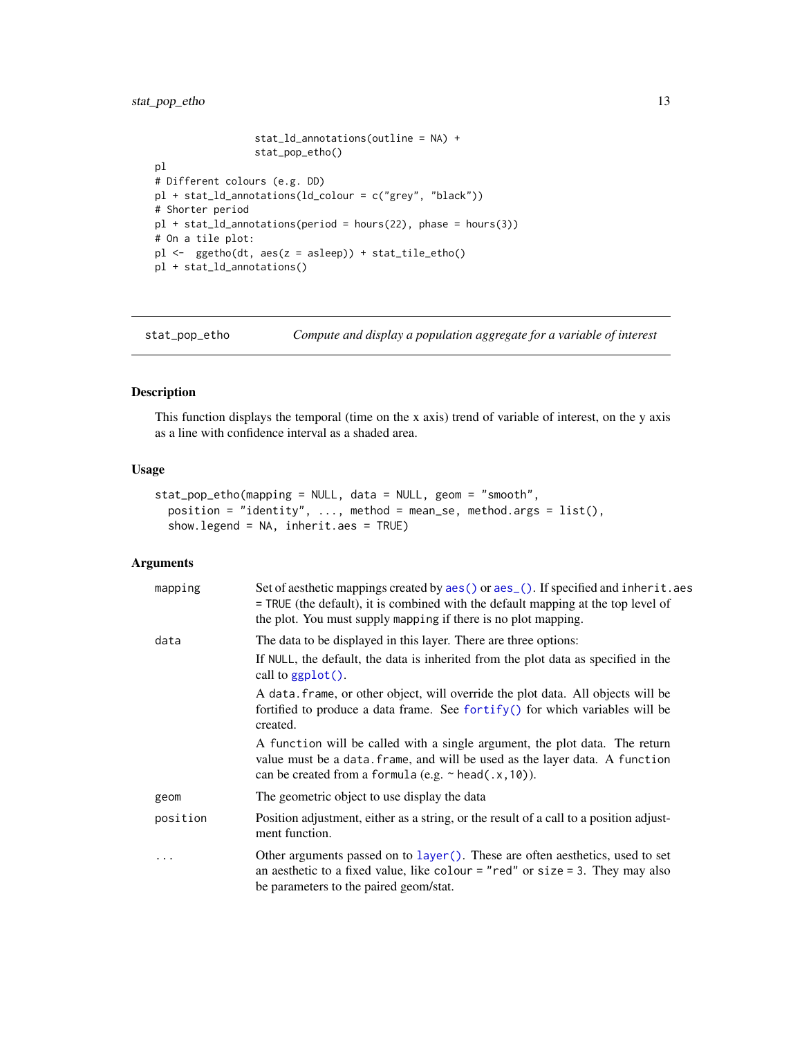```
                  stat_ld_annotations(outline = NA) +
                  stat_pop_etho()
pl
# Different colours (e.g. DD)
pl + stat_ld_annotations(ld_colour = c("grey", "black"))
# Shorter period
pl + stat_ld_annotations(period = hours(22), phase = hours(3))
# On a tile plot:
pl <-  ggetho(dt, aes(z = asleep)) + stat_tile_etho()
pl + stat_ld_annotations()
```

---

## stat_pop_etho — *Compute and display a population aggregate for a variable of interest*

### Description

This function displays the temporal (time on the x axis) trend of variable of interest, on the y axis as a line with confidence interval as a shaded area.

### Usage

```
stat_pop_etho(mapping = NULL, data = NULL, geom = "smooth",
  position = "identity", ..., method = mean_se, method.args = list(),
  show.legend = NA, inherit.aes = TRUE)
```

### Arguments

| | |
|---|---|
| `mapping` | Set of aesthetic mappings created by `aes()` or `aes_()`. If specified and `inherit.aes = TRUE` (the default), it is combined with the default mapping at the top level of the plot. You must supply `mapping` if there is no plot mapping. |
| `data` | The data to be displayed in this layer. There are three options:<br><br>If `NULL`, the default, the data is inherited from the plot data as specified in the call to `ggplot()`.<br><br>A `data.frame`, or other object, will override the plot data. All objects will be fortified to produce a data frame. See `fortify()` for which variables will be created.<br><br>A `function` will be called with a single argument, the plot data. The return value must be a `data.frame`, and will be used as the layer data. A `function` can be created from a `formula` (e.g. `~ head(.x,10)`). |
| `geom` | The geometric object to use display the data |
| `position` | Position adjustment, either as a string, or the result of a call to a position adjustment function. |
| `...` | Other arguments passed on to `layer()`. These are often aesthetics, used to set an aesthetic to a fixed value, like `colour = "red"` or `size = 3`. They may also be parameters to the paired geom/stat. |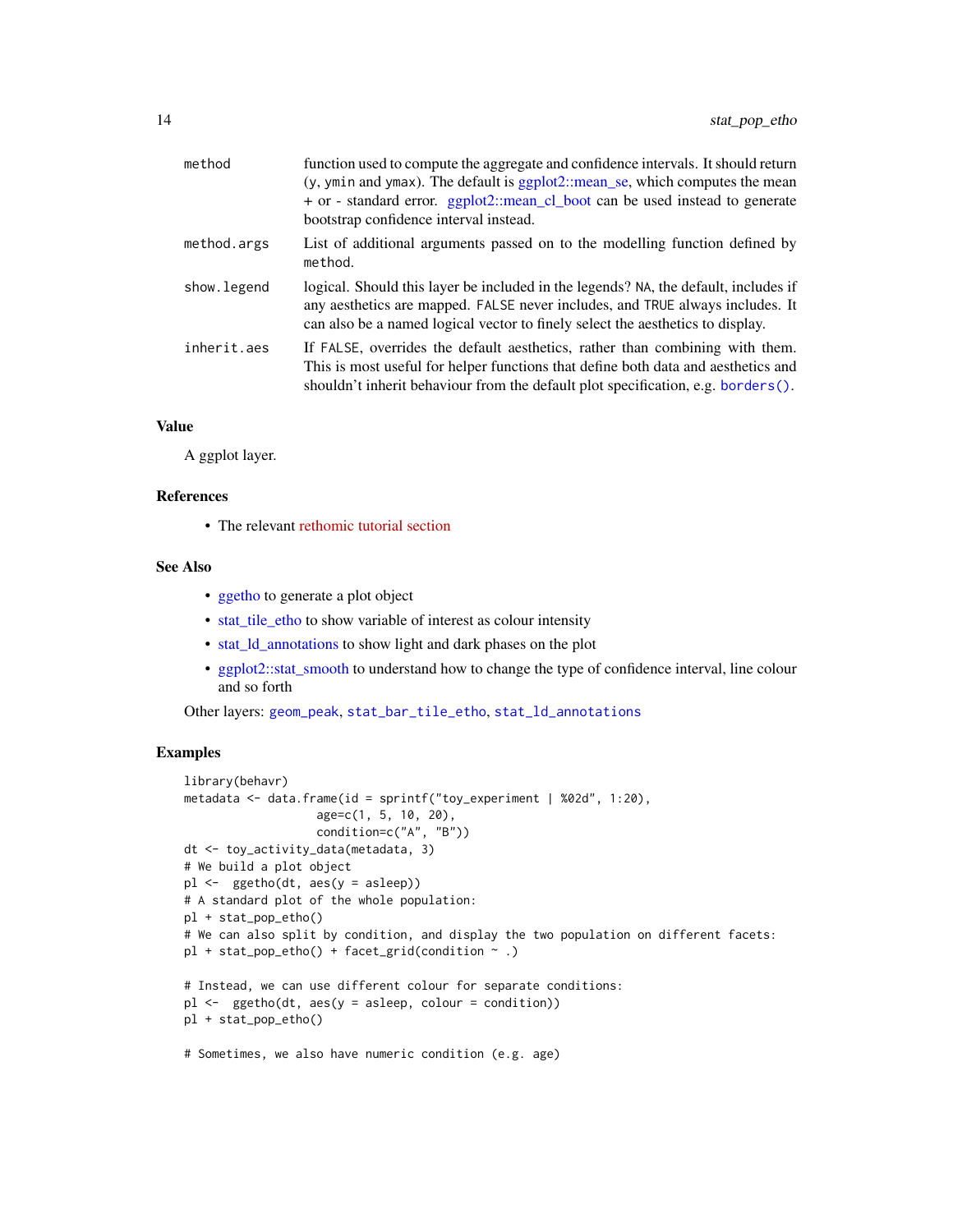| | |
|---|---|
| method | function used to compute the aggregate and confidence intervals. It should return (y, ymin and ymax). The default is ggplot2::mean_se, which computes the mean + or - standard error. ggplot2::mean_cl_boot can be used instead to generate bootstrap confidence interval instead. |
| method.args | List of additional arguments passed on to the modelling function defined by method. |
| show.legend | logical. Should this layer be included in the legends? NA, the default, includes if any aesthetics are mapped. FALSE never includes, and TRUE always includes. It can also be a named logical vector to finely select the aesthetics to display. |
| inherit.aes | If FALSE, overrides the default aesthetics, rather than combining with them. This is most useful for helper functions that define both data and aesthetics and shouldn't inherit behaviour from the default plot specification, e.g. borders(). |

## Value

A ggplot layer.

## References

- The relevant rethomic tutorial section

## See Also

- ggetho to generate a plot object
- stat_tile_etho to show variable of interest as colour intensity
- stat_ld_annotations to show light and dark phases on the plot
- ggplot2::stat_smooth to understand how to change the type of confidence interval, line colour and so forth

Other layers: geom_peak, stat_bar_tile_etho, stat_ld_annotations

## Examples

```
library(behavr)
metadata <- data.frame(id = sprintf("toy_experiment | %02d", 1:20),
                   age=c(1, 5, 10, 20),
                   condition=c("A", "B"))
dt <- toy_activity_data(metadata, 3)
# We build a plot object
pl <-  ggetho(dt, aes(y = asleep))
# A standard plot of the whole population:
pl + stat_pop_etho()
# We can also split by condition, and display the two population on different facets:
pl + stat_pop_etho() + facet_grid(condition ~ .)

# Instead, we can use different colour for separate conditions:
pl <-  ggetho(dt, aes(y = asleep, colour = condition))
pl + stat_pop_etho()

# Sometimes, we also have numeric condition (e.g. age)
```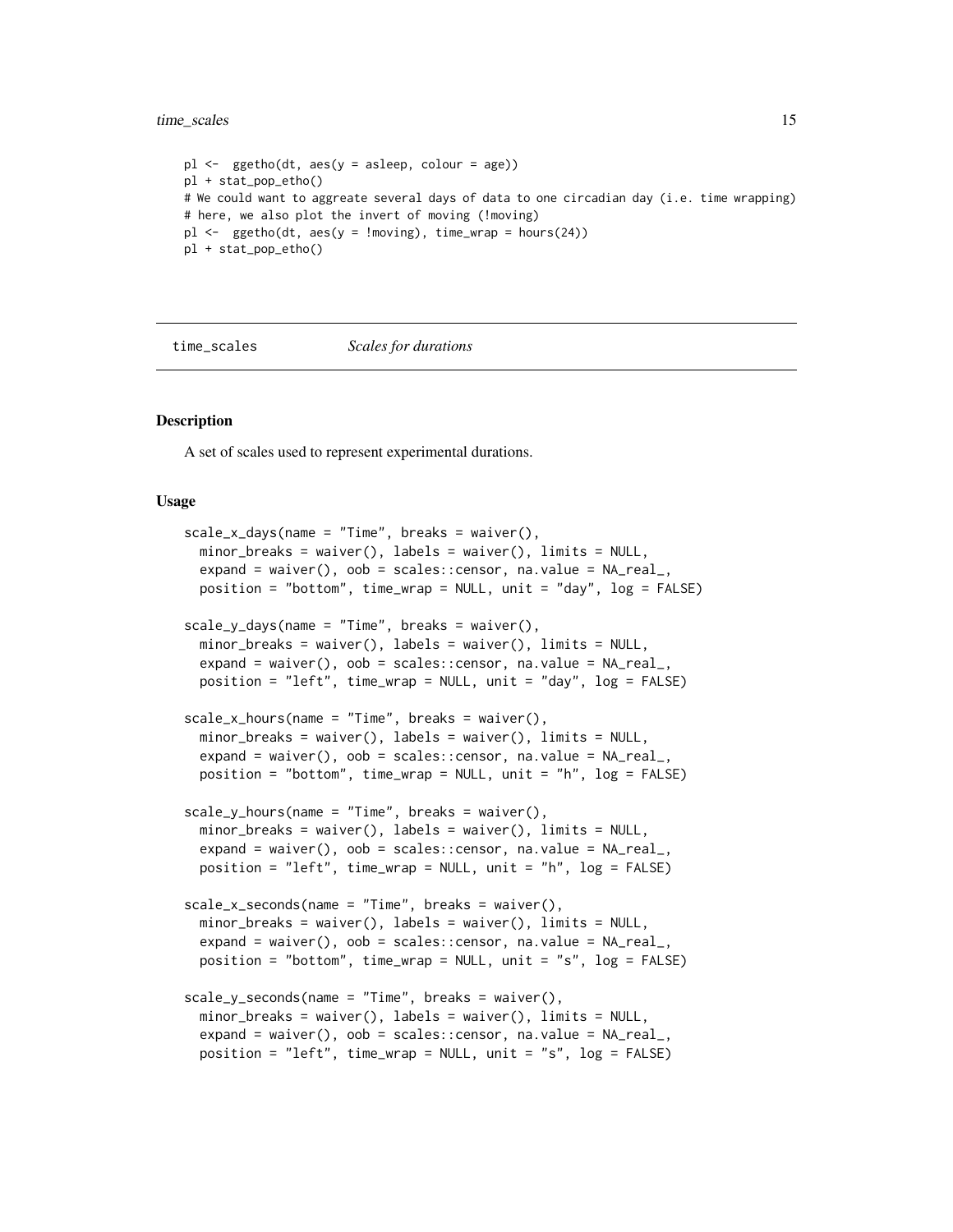```
pl <-  ggetho(dt, aes(y = asleep, colour = age))
pl + stat_pop_etho()
# We could want to aggreate several days of data to one circadian day (i.e. time wrapping)
# here, we also plot the invert of moving (!moving)
pl <-  ggetho(dt, aes(y = !moving), time_wrap = hours(24))
pl + stat_pop_etho()
```

---

## time_scales *Scales for durations*

---

### Description

A set of scales used to represent experimental durations.

### Usage

```
scale_x_days(name = "Time", breaks = waiver(),
  minor_breaks = waiver(), labels = waiver(), limits = NULL,
  expand = waiver(), oob = scales::censor, na.value = NA_real_,
  position = "bottom", time_wrap = NULL, unit = "day", log = FALSE)

scale_y_days(name = "Time", breaks = waiver(),
  minor_breaks = waiver(), labels = waiver(), limits = NULL,
  expand = waiver(), oob = scales::censor, na.value = NA_real_,
  position = "left", time_wrap = NULL, unit = "day", log = FALSE)

scale_x_hours(name = "Time", breaks = waiver(),
  minor_breaks = waiver(), labels = waiver(), limits = NULL,
  expand = waiver(), oob = scales::censor, na.value = NA_real_,
  position = "bottom", time_wrap = NULL, unit = "h", log = FALSE)

scale_y_hours(name = "Time", breaks = waiver(),
  minor_breaks = waiver(), labels = waiver(), limits = NULL,
  expand = waiver(), oob = scales::censor, na.value = NA_real_,
  position = "left", time_wrap = NULL, unit = "h", log = FALSE)

scale_x_seconds(name = "Time", breaks = waiver(),
  minor_breaks = waiver(), labels = waiver(), limits = NULL,
  expand = waiver(), oob = scales::censor, na.value = NA_real_,
  position = "bottom", time_wrap = NULL, unit = "s", log = FALSE)

scale_y_seconds(name = "Time", breaks = waiver(),
  minor_breaks = waiver(), labels = waiver(), limits = NULL,
  expand = waiver(), oob = scales::censor, na.value = NA_real_,
  position = "left", time_wrap = NULL, unit = "s", log = FALSE)
```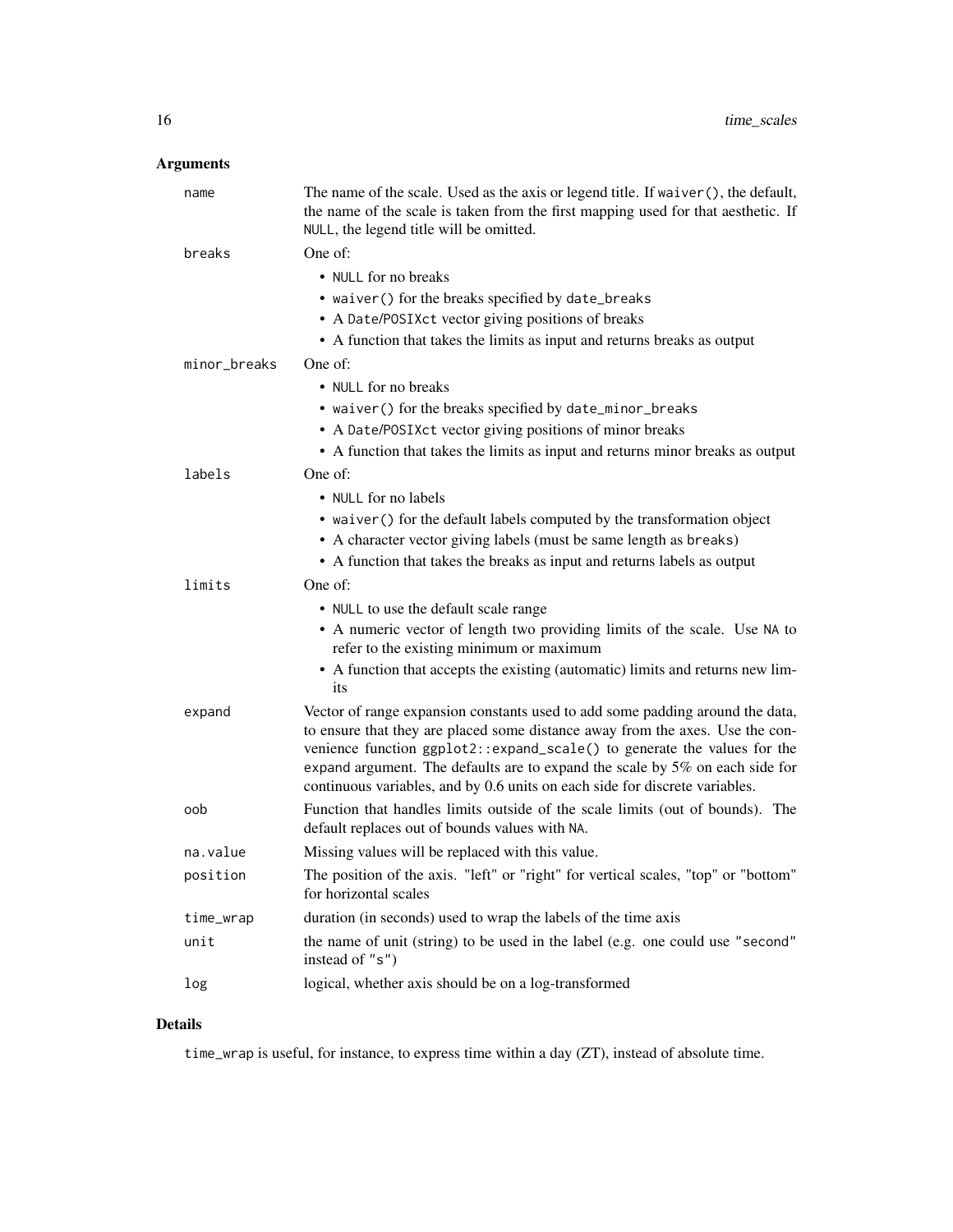## Arguments

- **name**: The name of the scale. Used as the axis or legend title. If `waiver()`, the default, the name of the scale is taken from the first mapping used for that aesthetic. If `NULL`, the legend title will be omitted.
- **breaks**: One of:
  - `NULL` for no breaks
  - `waiver()` for the breaks specified by `date_breaks`
  - A `Date`/`POSIXct` vector giving positions of breaks
  - A function that takes the limits as input and returns breaks as output
- **minor_breaks**: One of:
  - `NULL` for no breaks
  - `waiver()` for the breaks specified by `date_minor_breaks`
  - A `Date`/`POSIXct` vector giving positions of minor breaks
  - A function that takes the limits as input and returns minor breaks as output
- **labels**: One of:
  - `NULL` for no labels
  - `waiver()` for the default labels computed by the transformation object
  - A character vector giving labels (must be same length as `breaks`)
  - A function that takes the breaks as input and returns labels as output
- **limits**: One of:
  - `NULL` to use the default scale range
  - A numeric vector of length two providing limits of the scale. Use `NA` to refer to the existing minimum or maximum
  - A function that accepts the existing (automatic) limits and returns new limits
- **expand**: Vector of range expansion constants used to add some padding around the data, to ensure that they are placed some distance away from the axes. Use the convenience function `ggplot2::expand_scale()` to generate the values for the `expand` argument. The defaults are to expand the scale by 5% on each side for continuous variables, and by 0.6 units on each side for discrete variables.
- **oob**: Function that handles limits outside of the scale limits (out of bounds). The default replaces out of bounds values with `NA`.
- **na.value**: Missing values will be replaced with this value.
- **position**: The position of the axis. "left" or "right" for vertical scales, "top" or "bottom" for horizontal scales
- **time_wrap**: duration (in seconds) used to wrap the labels of the time axis
- **unit**: the name of unit (string) to be used in the label (e.g. one could use `"second"` instead of `"s"`)
- **log**: logical, whether axis should be on a log-transformed

## Details

`time_wrap` is useful, for instance, to express time within a day (ZT), instead of absolute time.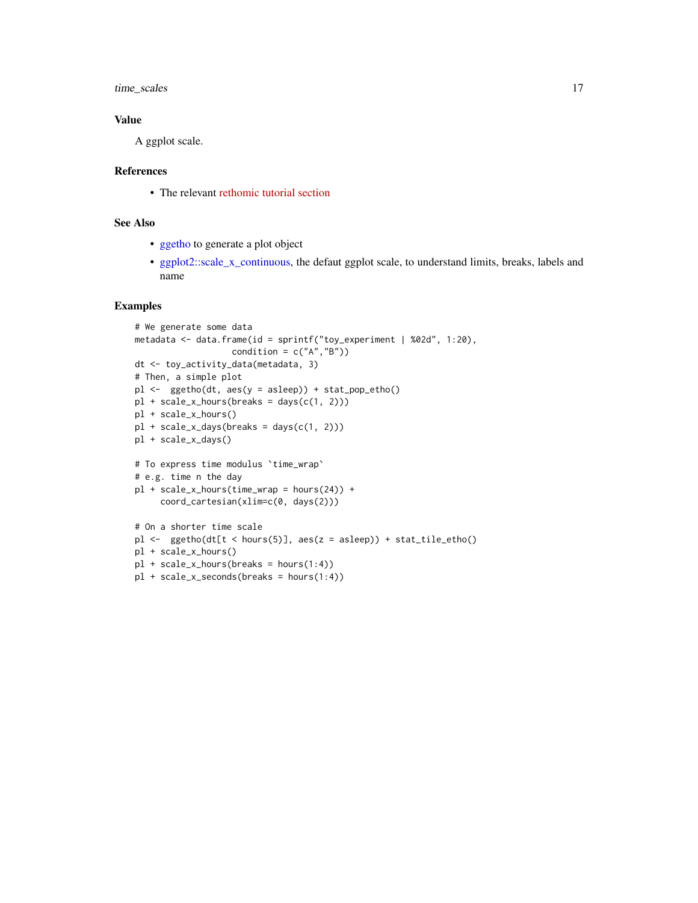### Value

A ggplot scale.

### References

- The relevant rethomic tutorial section

### See Also

- ggetho to generate a plot object
- ggplot2::scale_x_continuous, the defaut ggplot scale, to understand limits, breaks, labels and name

### Examples

```
# We generate some data
metadata <- data.frame(id = sprintf("toy_experiment | %02d", 1:20),
                   condition = c("A","B"))
dt <- toy_activity_data(metadata, 3)
# Then, a simple plot
pl <-  ggetho(dt, aes(y = asleep)) + stat_pop_etho()
pl + scale_x_hours(breaks = days(c(1, 2)))
pl + scale_x_hours()
pl + scale_x_days(breaks = days(c(1, 2)))
pl + scale_x_days()

# To express time modulus `time_wrap`
# e.g. time n the day
pl + scale_x_hours(time_wrap = hours(24)) +
     coord_cartesian(xlim=c(0, days(2)))

# On a shorter time scale
pl <-  ggetho(dt[t < hours(5)], aes(z = asleep)) + stat_tile_etho()
pl + scale_x_hours()
pl + scale_x_hours(breaks = hours(1:4))
pl + scale_x_seconds(breaks = hours(1:4))
```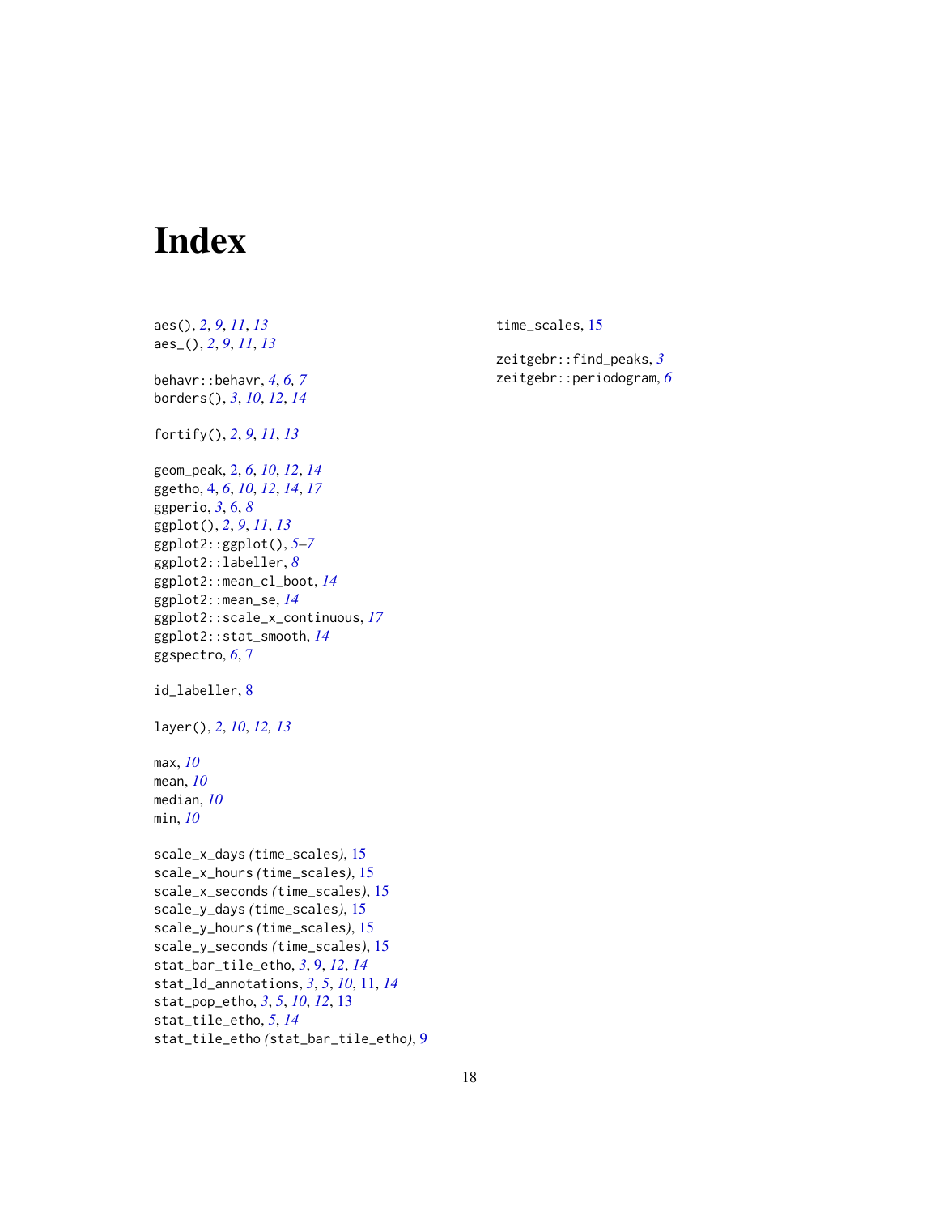# Index

aes(), *2*, *9*, *11*, *13*
aes_(), *2*, *9*, *11*, *13*

behavr::behavr, *4*, *6, 7*
borders(), *3*, *10*, *12*, *14*

fortify(), *2*, *9*, *11*, *13*

geom_peak, 2, *6*, *10*, *12*, *14*
ggetho, 4, *6*, *10*, *12*, *14*, *17*
ggperio, *3*, 6, *8*
ggplot(), *2*, *9*, *11*, *13*
ggplot2::ggplot(), *5–7*
ggplot2::labeller, *8*
ggplot2::mean_cl_boot, *14*
ggplot2::mean_se, *14*
ggplot2::scale_x_continuous, *17*
ggplot2::stat_smooth, *14*
ggspectro, *6*, 7

id_labeller, 8

layer(), *2*, *10*, *12, 13*

max, *10*
mean, *10*
median, *10*
min, *10*

scale_x_days *(*time_scales*)*, 15
scale_x_hours *(*time_scales*)*, 15
scale_x_seconds *(*time_scales*)*, 15
scale_y_days *(*time_scales*)*, 15
scale_y_hours *(*time_scales*)*, 15
scale_y_seconds *(*time_scales*)*, 15
stat_bar_tile_etho, *3*, 9, *12*, *14*
stat_ld_annotations, *3*, *5*, *10*, 11, *14*
stat_pop_etho, *3*, *5*, *10*, *12*, 13
stat_tile_etho, *5*, *14*
stat_tile_etho *(*stat_bar_tile_etho*)*, 9

time_scales, 15

zeitgebr::find_peaks, *3*
zeitgebr::periodogram, *6*